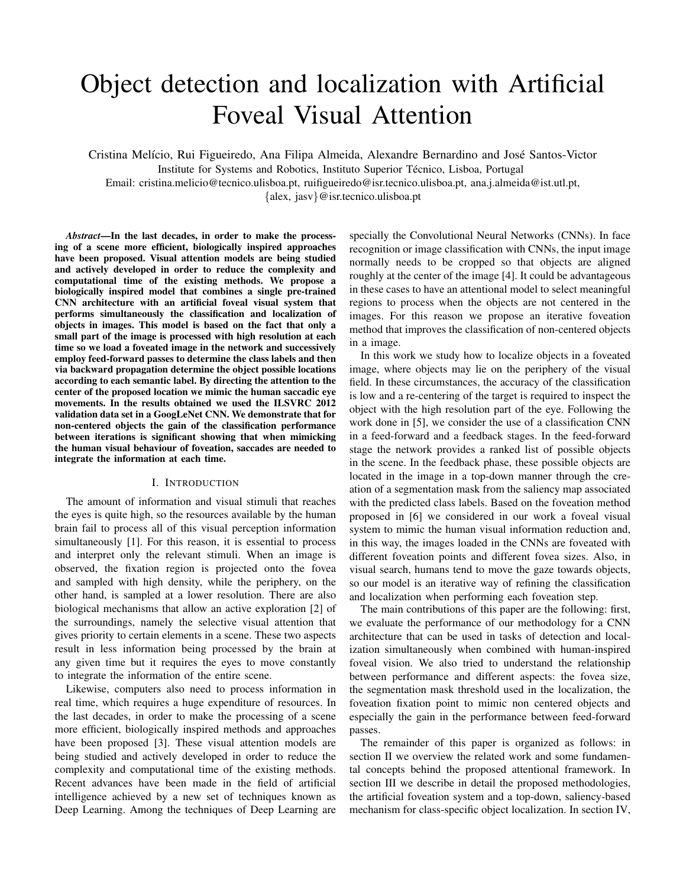# Object detection and localization with Artificial Foveal Visual Attention

Cristina Melício, Rui Figueiredo, Ana Filipa Almeida, Alexandre Bernardino and José Santos-Victor
Institute for Systems and Robotics, Instituto Superior Técnico, Lisboa, Portugal
Email: cristina.melicio@tecnico.ulisboa.pt, ruifigueiredo@isr.tecnico.ulisboa.pt, ana.j.almeida@ist.utl.pt,
{alex, jasv}@isr.tecnico.ulisboa.pt

***Abstract*—In the last decades, in order to make the processing of a scene more efficient, biologically inspired approaches have been proposed. Visual attention models are being studied and actively developed in order to reduce the complexity and computational time of the existing methods. We propose a biologically inspired model that combines a single pre-trained CNN architecture with an artificial foveal visual system that performs simultaneously the classification and localization of objects in images. This model is based on the fact that only a small part of the image is processed with high resolution at each time so we load a foveated image in the network and successively employ feed-forward passes to determine the class labels and then via backward propagation determine the object possible locations according to each semantic label. By directing the attention to the center of the proposed location we mimic the human saccadic eye movements. In the results obtained we used the ILSVRC 2012 validation data set in a GoogLeNet CNN. We demonstrate that for non-centered objects the gain of the classification performance between iterations is significant showing that when mimicking the human visual behaviour of foveation, saccades are needed to integrate the information at each time.**

## I. Introduction

The amount of information and visual stimuli that reaches the eyes is quite high, so the resources available by the human brain fail to process all of this visual perception information simultaneously [1]. For this reason, it is essential to process and interpret only the relevant stimuli. When an image is observed, the fixation region is projected onto the fovea and sampled with high density, while the periphery, on the other hand, is sampled at a lower resolution. There are also biological mechanisms that allow an active exploration [2] of the surroundings, namely the selective visual attention that gives priority to certain elements in a scene. These two aspects result in less information being processed by the brain at any given time but it requires the eyes to move constantly to integrate the information of the entire scene.

Likewise, computers also need to process information in real time, which requires a huge expenditure of resources. In the last decades, in order to make the processing of a scene more efficient, biologically inspired methods and approaches have been proposed [3]. These visual attention models are being studied and actively developed in order to reduce the complexity and computational time of the existing methods. Recent advances have been made in the field of artificial intelligence achieved by a new set of techniques known as Deep Learning. Among the techniques of Deep Learning are specially the Convolutional Neural Networks (CNNs). In face recognition or image classification with CNNs, the input image normally needs to be cropped so that objects are aligned roughly at the center of the image [4]. It could be advantageous in these cases to have an attentional model to select meaningful regions to process when the objects are not centered in the images. For this reason we propose an iterative foveation method that improves the classification of non-centered objects in a image.

In this work we study how to localize objects in a foveated image, where objects may lie on the periphery of the visual field. In these circumstances, the accuracy of the classification is low and a re-centering of the target is required to inspect the object with the high resolution part of the eye. Following the work done in [5], we consider the use of a classification CNN in a feed-forward and a feedback stages. In the feed-forward stage the network provides a ranked list of possible objects in the scene. In the feedback phase, these possible objects are located in the image in a top-down manner through the creation of a segmentation mask from the saliency map associated with the predicted class labels. Based on the foveation method proposed in [6] we considered in our work a foveal visual system to mimic the human visual information reduction and, in this way, the images loaded in the CNNs are foveated with different foveation points and different fovea sizes. Also, in visual search, humans tend to move the gaze towards objects, so our model is an iterative way of refining the classification and localization when performing each foveation step.

The main contributions of this paper are the following: first, we evaluate the performance of our methodology for a CNN architecture that can be used in tasks of detection and localization simultaneously when combined with human-inspired foveal vision. We also tried to understand the relationship between performance and different aspects: the fovea size, the segmentation mask threshold used in the localization, the foveation fixation point to mimic non centered objects and especially the gain in the performance between feed-forward passes.

The remainder of this paper is organized as follows: in section II we overview the related work and some fundamental concepts behind the proposed attentional framework. In section III we describe in detail the proposed methodologies, the artificial foveation system and a top-down, saliency-based mechanism for class-specific object localization. In section IV,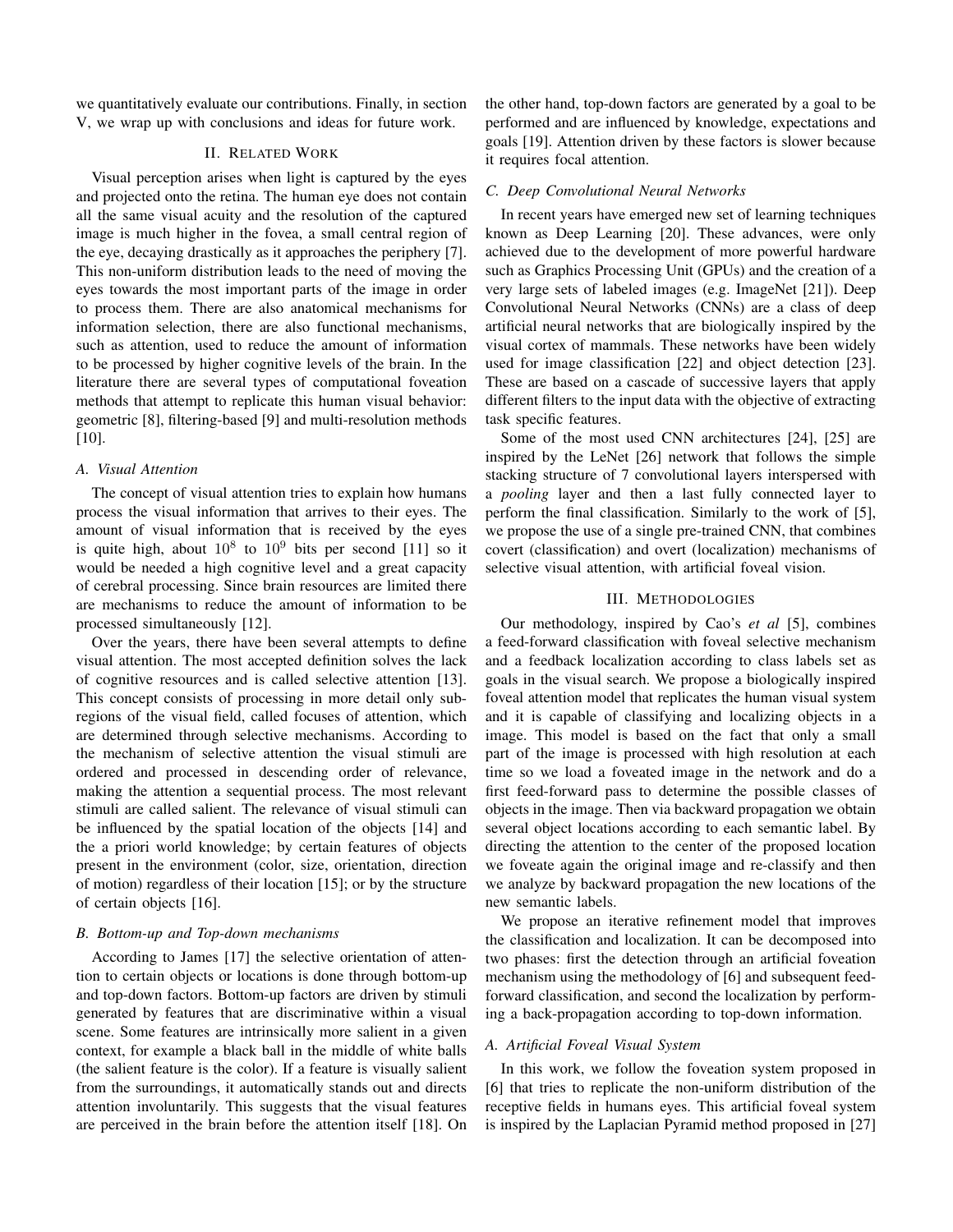we quantitatively evaluate our contributions. Finally, in section V, we wrap up with conclusions and ideas for future work.

## II. Related Work

Visual perception arises when light is captured by the eyes and projected onto the retina. The human eye does not contain all the same visual acuity and the resolution of the captured image is much higher in the fovea, a small central region of the eye, decaying drastically as it approaches the periphery [7]. This non-uniform distribution leads to the need of moving the eyes towards the most important parts of the image in order to process them. There are also anatomical mechanisms for information selection, there are also functional mechanisms, such as attention, used to reduce the amount of information to be processed by higher cognitive levels of the brain. In the literature there are several types of computational foveation methods that attempt to replicate this human visual behavior: geometric [8], filtering-based [9] and multi-resolution methods [10].

### A. Visual Attention

The concept of visual attention tries to explain how humans process the visual information that arrives to their eyes. The amount of visual information that is received by the eyes is quite high, about $10^8$ to $10^9$ bits per second [11] so it would be needed a high cognitive level and a great capacity of cerebral processing. Since brain resources are limited there are mechanisms to reduce the amount of information to be processed simultaneously [12].

Over the years, there have been several attempts to define visual attention. The most accepted definition solves the lack of cognitive resources and is called selective attention [13]. This concept consists of processing in more detail only sub-regions of the visual field, called focuses of attention, which are determined through selective mechanisms. According to the mechanism of selective attention the visual stimuli are ordered and processed in descending order of relevance, making the attention a sequential process. The most relevant stimuli are called salient. The relevance of visual stimuli can be influenced by the spatial location of the objects [14] and the a priori world knowledge; by certain features of objects present in the environment (color, size, orientation, direction of motion) regardless of their location [15]; or by the structure of certain objects [16].

### B. Bottom-up and Top-down mechanisms

According to James [17] the selective orientation of attention to certain objects or locations is done through bottom-up and top-down factors. Bottom-up factors are driven by stimuli generated by features that are discriminative within a visual scene. Some features are intrinsically more salient in a given context, for example a black ball in the middle of white balls (the salient feature is the color). If a feature is visually salient from the surroundings, it automatically stands out and directs attention involuntarily. This suggests that the visual features are perceived in the brain before the attention itself [18]. On the other hand, top-down factors are generated by a goal to be performed and are influenced by knowledge, expectations and goals [19]. Attention driven by these factors is slower because it requires focal attention.

### C. Deep Convolutional Neural Networks

In recent years have emerged new set of learning techniques known as Deep Learning [20]. These advances, were only achieved due to the development of more powerful hardware such as Graphics Processing Unit (GPUs) and the creation of a very large sets of labeled images (e.g. ImageNet [21]). Deep Convolutional Neural Networks (CNNs) are a class of deep artificial neural networks that are biologically inspired by the visual cortex of mammals. These networks have been widely used for image classification [22] and object detection [23]. These are based on a cascade of successive layers that apply different filters to the input data with the objective of extracting task specific features.

Some of the most used CNN architectures [24], [25] are inspired by the LeNet [26] network that follows the simple stacking structure of 7 convolutional layers interspersed with a *pooling* layer and then a last fully connected layer to perform the final classification. Similarly to the work of [5], we propose the use of a single pre-trained CNN, that combines covert (classification) and overt (localization) mechanisms of selective visual attention, with artificial foveal vision.

## III. Methodologies

Our methodology, inspired by Cao's *et al* [5], combines a feed-forward classification with foveal selective mechanism and a feedback localization according to class labels set as goals in the visual search. We propose a biologically inspired foveal attention model that replicates the human visual system and it is capable of classifying and localizing objects in a image. This model is based on the fact that only a small part of the image is processed with high resolution at each time so we load a foveated image in the network and do a first feed-forward pass to determine the possible classes of objects in the image. Then via backward propagation we obtain several object locations according to each semantic label. By directing the attention to the center of the proposed location we foveate again the original image and re-classify and then we analyze by backward propagation the new locations of the new semantic labels.

We propose an iterative refinement model that improves the classification and localization. It can be decomposed into two phases: first the detection through an artificial foveation mechanism using the methodology of [6] and subsequent feed-forward classification, and second the localization by performing a back-propagation according to top-down information.

### A. Artificial Foveal Visual System

In this work, we follow the foveation system proposed in [6] that tries to replicate the non-uniform distribution of the receptive fields in humans eyes. This artificial foveal system is inspired by the Laplacian Pyramid method proposed in [27]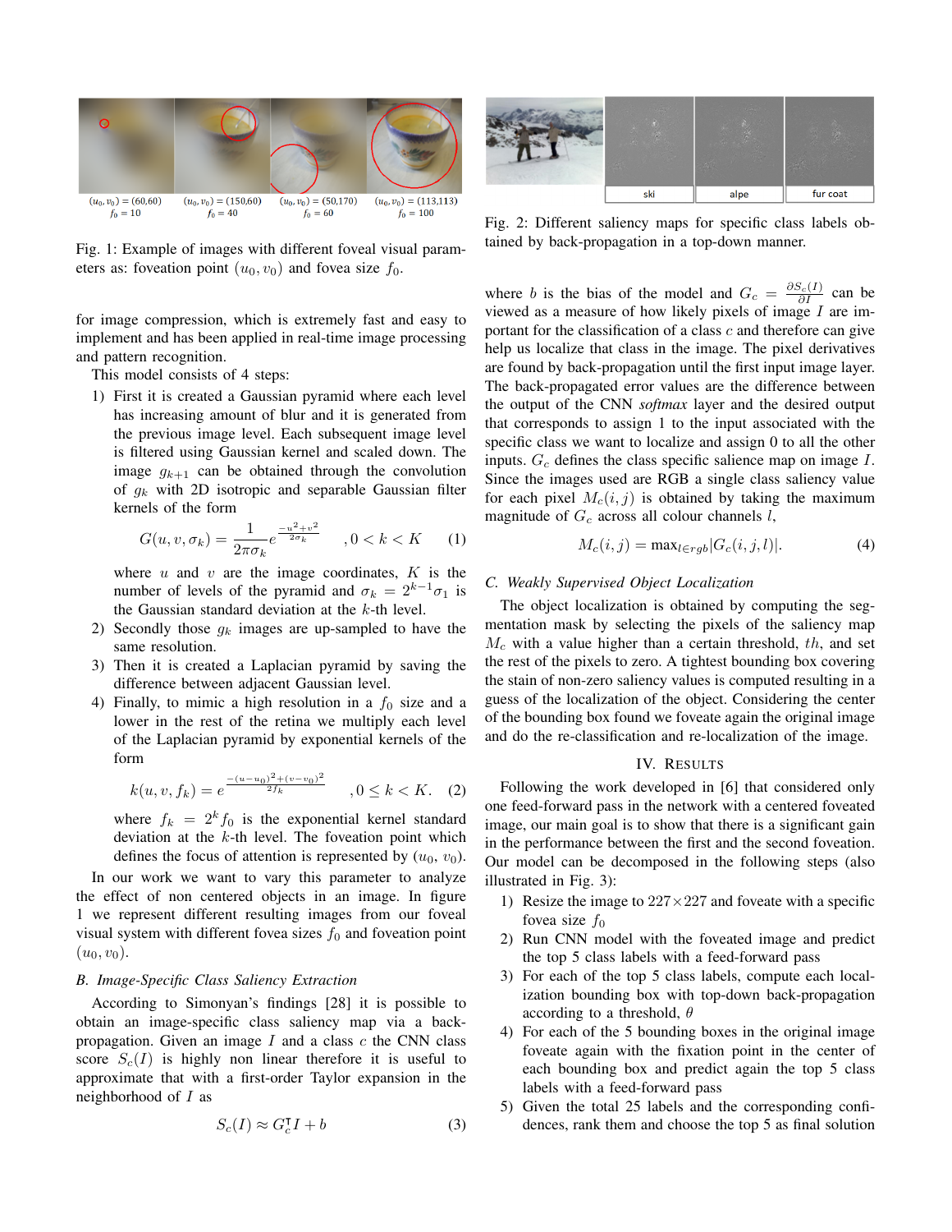Fig. 1: Example of images with different foveal visual parameters as: foveation point $(u_0, v_0)$ and fovea size $f_0$.

for image compression, which is extremely fast and easy to implement and has been applied in real-time image processing and pattern recognition.

This model consists of 4 steps:

1) First it is created a Gaussian pyramid where each level has increasing amount of blur and it is generated from the previous image level. Each subsequent image level is filtered using Gaussian kernel and scaled down. The image $g_{k+1}$ can be obtained through the convolution of $g_k$ with 2D isotropic and separable Gaussian filter kernels of the form

$$G(u, v, \sigma_k) = \frac{1}{2\pi\sigma_k} e^{\frac{-u^2+v^2}{2\sigma_k}} \quad ,0 < k < K \tag{1}$$

where $u$ and $v$ are the image coordinates, $K$ is the number of levels of the pyramid and $\sigma_k = 2^{k-1}\sigma_1$ is the Gaussian standard deviation at the $k$-th level.

2) Secondly those $g_k$ images are up-sampled to have the same resolution.

3) Then it is created a Laplacian pyramid by saving the difference between adjacent Gaussian level.

4) Finally, to mimic a high resolution in a $f_0$ size and a lower in the rest of the retina we multiply each level of the Laplacian pyramid by exponential kernels of the form

$$k(u, v, f_k) = e^{\frac{-(u-u_0)^2+(v-v_0)^2}{2f_k}} \quad ,0 \leq k < K. \tag{2}$$

where $f_k = 2^k f_0$ is the exponential kernel standard deviation at the $k$-th level. The foveation point which defines the focus of attention is represented by $(u_0, v_0)$.

In our work we want to vary this parameter to analyze the effect of non centered objects in an image. In figure 1 we represent different resulting images from our foveal visual system with different fovea sizes $f_0$ and foveation point $(u_0, v_0)$.

### *B. Image-Specific Class Saliency Extraction*

According to Simonyan's findings [28] it is possible to obtain an image-specific class saliency map via a back-propagation. Given an image $I$ and a class $c$ the CNN class score $S_c(I)$ is highly non linear therefore it is useful to approximate that with a first-order Taylor expansion in the neighborhood of $I$ as

$$S_c(I) \approx G_c^{\intercal} I + b \tag{3}$$

Fig. 2: Different saliency maps for specific class labels obtained by back-propagation in a top-down manner.

where $b$ is the bias of the model and $G_c = \frac{\partial S_c(I)}{\partial I}$ can be viewed as a measure of how likely pixels of image $I$ are important for the classification of a class $c$ and therefore can give help us localize that class in the image. The pixel derivatives are found by back-propagation until the first input image layer. The back-propagated error values are the difference between the output of the CNN *softmax* layer and the desired output that corresponds to assign 1 to the input associated with the specific class we want to localize and assign 0 to all the other inputs. $G_c$ defines the class specific salience map on image $I$. Since the images used are RGB a single class saliency value for each pixel $M_c(i, j)$ is obtained by taking the maximum magnitude of $G_c$ across all colour channels $l$,

$$M_c(i, j) = \max_{l \in rgb} |G_c(i, j, l)|. \tag{4}$$

### *C. Weakly Supervised Object Localization*

The object localization is obtained by computing the segmentation mask by selecting the pixels of the saliency map $M_c$ with a value higher than a certain threshold, $th$, and set the rest of the pixels to zero. A tightest bounding box covering the stain of non-zero saliency values is computed resulting in a guess of the localization of the object. Considering the center of the bounding box found we foveate again the original image and do the re-classification and re-localization of the image.

## IV. RESULTS

Following the work developed in [6] that considered only one feed-forward pass in the network with a centered foveated image, our main goal is to show that there is a significant gain in the performance between the first and the second foveation. Our model can be decomposed in the following steps (also illustrated in Fig. 3):

1) Resize the image to 227×227 and foveate with a specific fovea size $f_0$
2) Run CNN model with the foveated image and predict the top 5 class labels with a feed-forward pass
3) For each of the top 5 class labels, compute each localization bounding box with top-down back-propagation according to a threshold, $\theta$
4) For each of the 5 bounding boxes in the original image foveate again with the fixation point in the center of each bounding box and predict again the top 5 class labels with a feed-forward pass
5) Given the total 25 labels and the corresponding confidences, rank them and choose the top 5 as final solution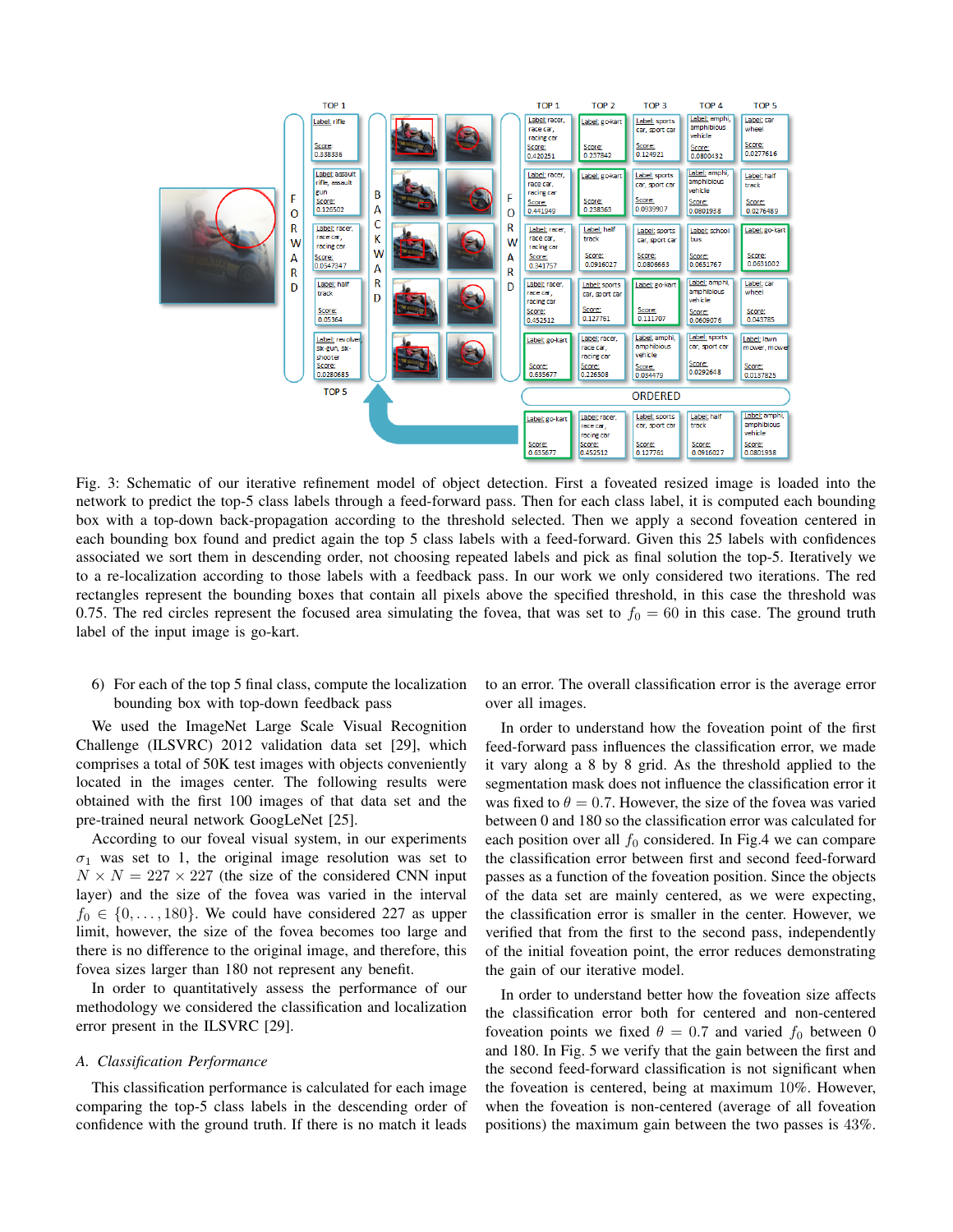Fig. 3: Schematic of our iterative refinement model of object detection. First a foveated resized image is loaded into the network to predict the top-5 class labels through a feed-forward pass. Then for each class label, it is computed each bounding box with a top-down back-propagation according to the threshold selected. Then we apply a second foveation centered in each bounding box found and predict again the top 5 class labels with a feed-forward. Given this 25 labels with confidences associated we sort them in descending order, not choosing repeated labels and pick as final solution the top-5. Iteratively we to a re-localization according to those labels with a feedback pass. In our work we only considered two iterations. The red rectangles represent the bounding boxes that contain all pixels above the specified threshold, in this case the threshold was 0.75. The red circles represent the focused area simulating the fovea, that was set to $f_0 = 60$ in this case. The ground truth label of the input image is go-kart.

6) For each of the top 5 final class, compute the localization bounding box with top-down feedback pass

We used the ImageNet Large Scale Visual Recognition Challenge (ILSVRC) 2012 validation data set [29], which comprises a total of 50K test images with objects conveniently located in the images center. The following results were obtained with the first 100 images of that data set and the pre-trained neural network GoogLeNet [25].

According to our foveal visual system, in our experiments $\sigma_1$ was set to 1, the original image resolution was set to $N \times N = 227 \times 227$ (the size of the considered CNN input layer) and the size of the fovea was varied in the interval $f_0 \in \{0, \ldots, 180\}$. We could have considered 227 as upper limit, however, the size of the fovea becomes too large and there is no difference to the original image, and therefore, this fovea sizes larger than 180 not represent any benefit.

In order to quantitatively assess the performance of our methodology we considered the classification and localization error present in the ILSVRC [29].

### A. Classification Performance

This classification performance is calculated for each image comparing the top-5 class labels in the descending order of confidence with the ground truth. If there is no match it leads to an error. The overall classification error is the average error over all images.

In order to understand how the foveation point of the first feed-forward pass influences the classification error, we made it vary along a 8 by 8 grid. As the threshold applied to the segmentation mask does not influence the classification error it was fixed to $\theta = 0.7$. However, the size of the fovea was varied between 0 and 180 so the classification error was calculated for each position over all $f_0$ considered. In Fig.4 we can compare the classification error between first and second feed-forward passes as a function of the foveation position. Since the objects of the data set are mainly centered, as we were expecting, the classification error is smaller in the center. However, we verified that from the first to the second pass, independently of the initial foveation point, the error reduces demonstrating the gain of our iterative model.

In order to understand better how the foveation size affects the classification error both for centered and non-centered foveation points we fixed $\theta = 0.7$ and varied $f_0$ between 0 and 180. In Fig. 5 we verify that the gain between the first and the second feed-forward classification is not significant when the foveation is centered, being at maximum 10%. However, when the foveation is non-centered (average of all foveation positions) the maximum gain between the two passes is 43%.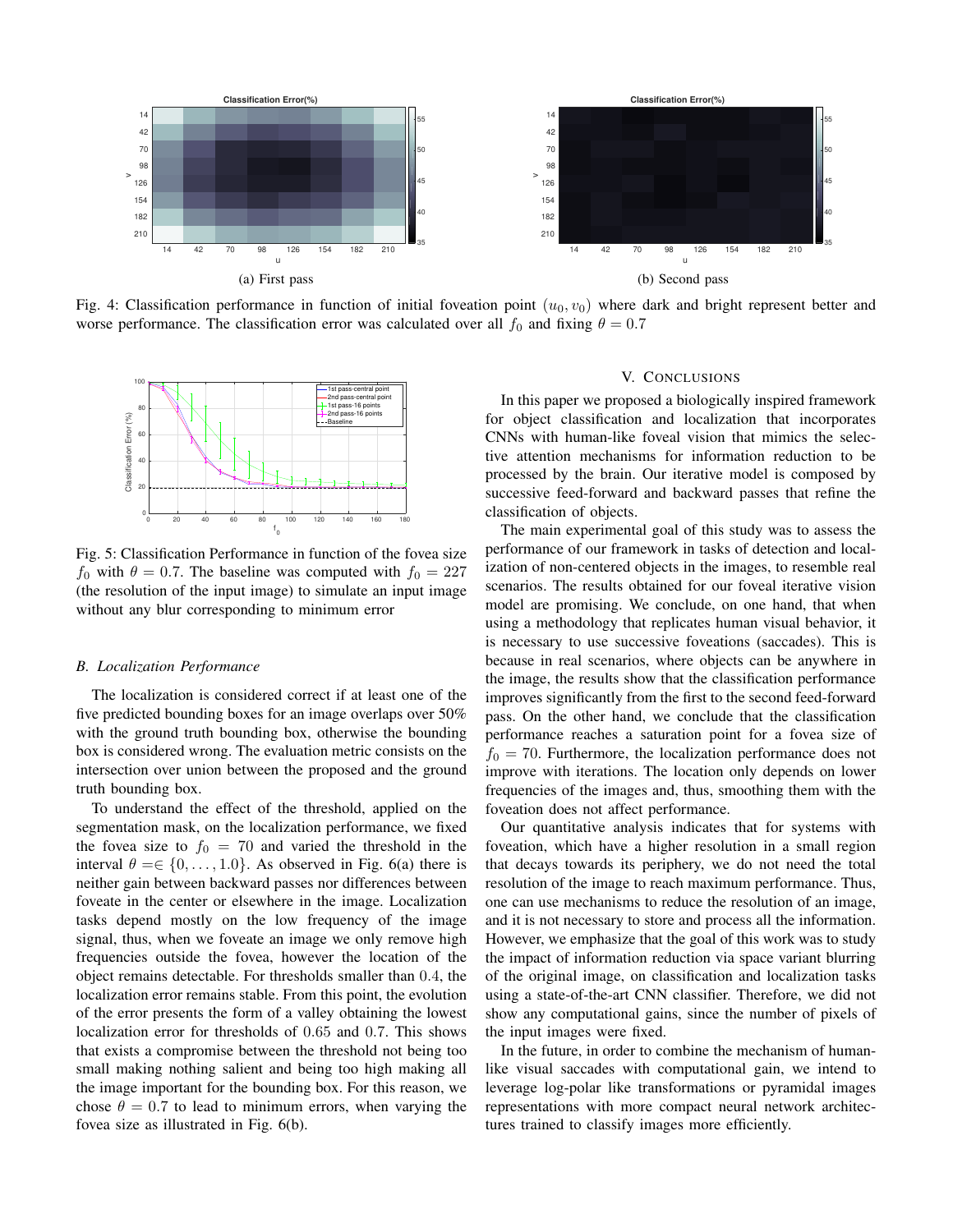Fig. 4: Classification performance in function of initial foveation point $(u_0, v_0)$ where dark and bright represent better and worse performance. The classification error was calculated over all $f_0$ and fixing $\theta = 0.7$

Fig. 5: Classification Performance in function of the fovea size $f_0$ with $\theta = 0.7$. The baseline was computed with $f_0 = 227$ (the resolution of the input image) to simulate an input image without any blur corresponding to minimum error

### B. Localization Performance

The localization is considered correct if at least one of the five predicted bounding boxes for an image overlaps over 50% with the ground truth bounding box, otherwise the bounding box is considered wrong. The evaluation metric consists on the intersection over union between the proposed and the ground truth bounding box.

To understand the effect of the threshold, applied on the segmentation mask, on the localization performance, we fixed the fovea size to $f_0 = 70$ and varied the threshold in the interval $\theta = \in \{0, \ldots, 1.0\}$. As observed in Fig. 6(a) there is neither gain between backward passes nor differences between foveate in the center or elsewhere in the image. Localization tasks depend mostly on the low frequency of the image signal, thus, when we foveate an image we only remove high frequencies outside the fovea, however the location of the object remains detectable. For thresholds smaller than 0.4, the localization error remains stable. From this point, the evolution of the error presents the form of a valley obtaining the lowest localization error for thresholds of 0.65 and 0.7. This shows that exists a compromise between the threshold not being too small making nothing salient and being too high making all the image important for the bounding box. For this reason, we chose $\theta = 0.7$ to lead to minimum errors, when varying the fovea size as illustrated in Fig. 6(b).

## V. Conclusions

In this paper we proposed a biologically inspired framework for object classification and localization that incorporates CNNs with human-like foveal vision that mimics the selective attention mechanisms for information reduction to be processed by the brain. Our iterative model is composed by successive feed-forward and backward passes that refine the classification of objects.

The main experimental goal of this study was to assess the performance of our framework in tasks of detection and localization of non-centered objects in the images, to resemble real scenarios. The results obtained for our foveal iterative vision model are promising. We conclude, on one hand, that when using a methodology that replicates human visual behavior, it is necessary to use successive foveations (saccades). This is because in real scenarios, where objects can be anywhere in the image, the results show that the classification performance improves significantly from the first to the second feed-forward pass. On the other hand, we conclude that the classification performance reaches a saturation point for a fovea size of $f_0 = 70$. Furthermore, the localization performance does not improve with iterations. The location only depends on lower frequencies of the images and, thus, smoothing them with the foveation does not affect performance.

Our quantitative analysis indicates that for systems with foveation, which have a higher resolution in a small region that decays towards its periphery, we do not need the total resolution of the image to reach maximum performance. Thus, one can use mechanisms to reduce the resolution of an image, and it is not necessary to store and process all the information. However, we emphasize that the goal of this work was to study the impact of information reduction via space variant blurring of the original image, on classification and localization tasks using a state-of-the-art CNN classifier. Therefore, we did not show any computational gains, since the number of pixels of the input images were fixed.

In the future, in order to combine the mechanism of human-like visual saccades with computational gain, we intend to leverage log-polar like transformations or pyramidal images representations with more compact neural network architectures trained to classify images more efficiently.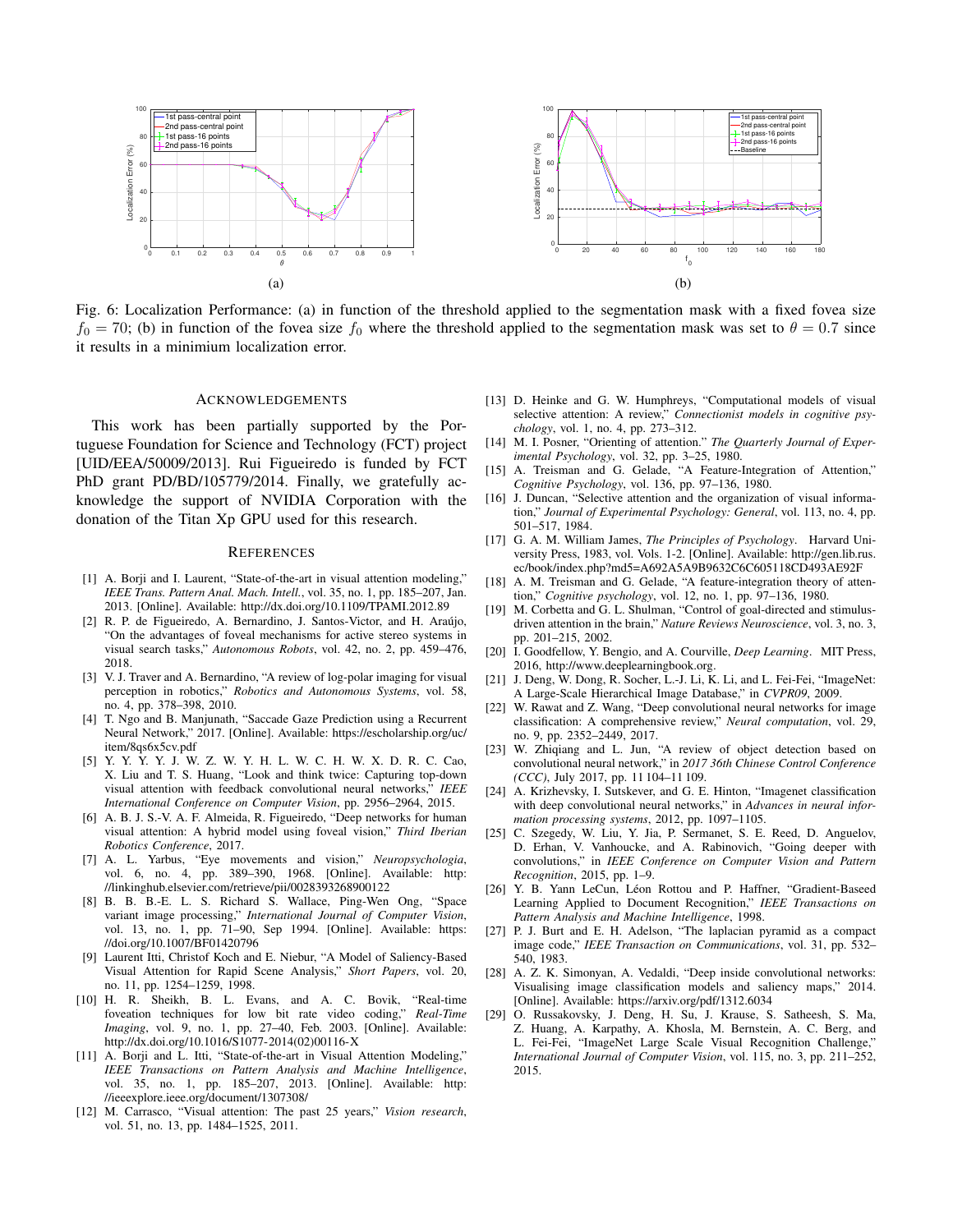100
80
60
40
20
0
0 0.1 0.2 0.3 0.4 0.5 0.6 0.7 0.8 0.9 1
Localization Error (%)
$\theta$
1st pass-central point
2nd pass-central point
1st pass-16 points
2nd pass-16 points

(a)

100
80
60
40
20
0
0 20 40 60 80 100 120 140 160 180
Localization Error (%)
$f_0$
1st pass-central point
2nd pass-central point
1st pass-16 points
2nd pass-16 points
Baseline

(b)

Fig. 6: Localization Performance: (a) in function of the threshold applied to the segmentation mask with a fixed fovea size $f_0 = 70$; (b) in function of the fovea size $f_0$ where the threshold applied to the segmentation mask was set to $\theta = 0.7$ since it results in a minimium localization error.

## Acknowledgements

This work has been partially supported by the Portuguese Foundation for Science and Technology (FCT) project [UID/EEA/50009/2013]. Rui Figueiredo is funded by FCT PhD grant PD/BD/105779/2014. Finally, we gratefully acknowledge the support of NVIDIA Corporation with the donation of the Titan Xp GPU used for this research.

## References

[1] A. Borji and I. Laurent, "State-of-the-art in visual attention modeling," *IEEE Trans. Pattern Anal. Mach. Intell.*, vol. 35, no. 1, pp. 185–207, Jan. 2013. [Online]. Available: http://dx.doi.org/10.1109/TPAMI.2012.89

[2] R. P. de Figueiredo, A. Bernardino, J. Santos-Victor, and H. Araújo, "On the advantages of foveal mechanisms for active stereo systems in visual search tasks," *Autonomous Robots*, vol. 42, no. 2, pp. 459–476, 2018.

[3] V. J. Traver and A. Bernardino, "A review of log-polar imaging for visual perception in robotics," *Robotics and Autonomous Systems*, vol. 58, no. 4, pp. 378–398, 2010.

[4] T. Ngo and B. Manjunath, "Saccade Gaze Prediction using a Recurrent Neural Network," 2017. [Online]. Available: https://escholarship.org/uc/item/8qs6x5cv.pdf

[5] Y. Y. Y. Y. J. W. Z. W. Y. H. L. W. C. H. W. X. D. R. C. Cao, X. Liu and T. S. Huang, "Look and think twice: Capturing top-down visual attention with feedback convolutional neural networks," *IEEE International Conference on Computer Vision*, pp. 2956–2964, 2015.

[6] A. B. J. S.-V. A. F. Almeida, R. Figueiredo, "Deep networks for human visual attention: A hybrid model using foveal vision," *Third Iberian Robotics Conference*, 2017.

[7] A. L. Yarbus, "Eye movements and vision," *Neuropsychologia*, vol. 6, no. 4, pp. 389–390, 1968. [Online]. Available: http://linkinghub.elsevier.com/retrieve/pii/0028393268900122

[8] B. B. B.-E. L. S. Richard S. Wallace, Ping-Wen Ong, "Space variant image processing," *International Journal of Computer Vision*, vol. 13, no. 1, pp. 71–90, Sep 1994. [Online]. Available: https://doi.org/10.1007/BF01420796

[9] Laurent Itti, Christof Koch and E. Niebur, "A Model of Saliency-Based Visual Attention for Rapid Scene Analysis," *Short Papers*, vol. 20, no. 11, pp. 1254–1259, 1998.

[10] H. R. Sheikh, B. L. Evans, and A. C. Bovik, "Real-time foveation techniques for low bit rate video coding," *Real-Time Imaging*, vol. 9, no. 1, pp. 27–40, Feb. 2003. [Online]. Available: http://dx.doi.org/10.1016/S1077-2014(02)00116-X

[11] A. Borji and L. Itti, "State-of-the-art in Visual Attention Modeling," *IEEE Transactions on Pattern Analysis and Machine Intelligence*, vol. 35, no. 1, pp. 185–207, 2013. [Online]. Available: http://ieeexplore.ieee.org/document/1307308/

[12] M. Carrasco, "Visual attention: The past 25 years," *Vision research*, vol. 51, no. 13, pp. 1484–1525, 2011.

[13] D. Heinke and G. W. Humphreys, "Computational models of visual selective attention: A review," *Connectionist models in cognitive psychology*, vol. 1, no. 4, pp. 273–312.

[14] M. I. Posner, "Orienting of attention." *The Quarterly Journal of Experimental Psychology*, vol. 32, pp. 3–25, 1980.

[15] A. Treisman and G. Gelade, "A Feature-Integration of Attention," *Cognitive Psychology*, vol. 136, pp. 97–136, 1980.

[16] J. Duncan, "Selective attention and the organization of visual information," *Journal of Experimental Psychology: General*, vol. 113, no. 4, pp. 501–517, 1984.

[17] G. A. M. William James, *The Principles of Psychology*. Harvard University Press, 1983, vol. Vols. 1-2. [Online]. Available: http://gen.lib.rus.ec/book/index.php?md5=A692A5A9B9632C6C605118CD493AE92F

[18] A. M. Treisman and G. Gelade, "A feature-integration theory of attention," *Cognitive psychology*, vol. 12, no. 1, pp. 97–136, 1980.

[19] M. Corbetta and G. L. Shulman, "Control of goal-directed and stimulus-driven attention in the brain," *Nature Reviews Neuroscience*, vol. 3, no. 3, pp. 201–215, 2002.

[20] I. Goodfellow, Y. Bengio, and A. Courville, *Deep Learning*. MIT Press, 2016, http://www.deeplearningbook.org.

[21] J. Deng, W. Dong, R. Socher, L.-J. Li, K. Li, and L. Fei-Fei, "ImageNet: A Large-Scale Hierarchical Image Database," in *CVPR09*, 2009.

[22] W. Rawat and Z. Wang, "Deep convolutional neural networks for image classification: A comprehensive review," *Neural computation*, vol. 29, no. 9, pp. 2352–2449, 2017.

[23] W. Zhiqiang and L. Jun, "A review of object detection based on convolutional neural network," in *2017 36th Chinese Control Conference (CCC)*, July 2017, pp. 11 104–11 109.

[24] A. Krizhevsky, I. Sutskever, and G. E. Hinton, "Imagenet classification with deep convolutional neural networks," in *Advances in neural information processing systems*, 2012, pp. 1097–1105.

[25] C. Szegedy, W. Liu, Y. Jia, P. Sermanet, S. E. Reed, D. Anguelov, D. Erhan, V. Vanhoucke, and A. Rabinovich, "Going deeper with convolutions," in *IEEE Conference on Computer Vision and Pattern Recognition*, 2015, pp. 1–9.

[26] Y. B. Yann LeCun, Léon Rottou and P. Haffner, "Gradient-Baseed Learning Applied to Document Recognition," *IEEE Transactions on Pattern Analysis and Machine Intelligence*, 1998.

[27] P. J. Burt and E. H. Adelson, "The laplacian pyramid as a compact image code," *IEEE Transaction on Communications*, vol. 31, pp. 532–540, 1983.

[28] A. Z. K. Simonyan, A. Vedaldi, "Deep inside convolutional networks: Visualising image classification models and saliency maps," 2014. [Online]. Available: https://arxiv.org/pdf/1312.6034

[29] O. Russakovsky, J. Deng, H. Su, J. Krause, S. Satheesh, S. Ma, Z. Huang, A. Karpathy, A. Khosla, M. Bernstein, A. C. Berg, and L. Fei-Fei, "ImageNet Large Scale Visual Recognition Challenge," *International Journal of Computer Vision*, vol. 115, no. 3, pp. 211–252, 2015.